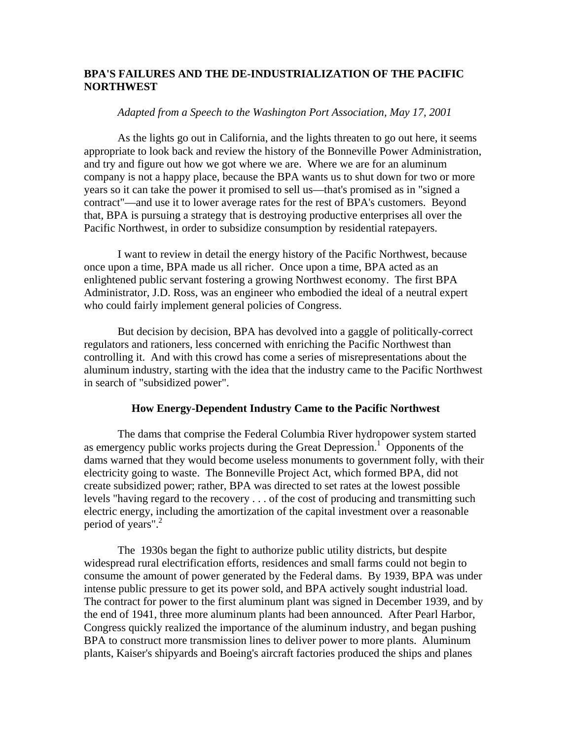# BPA'S FAILURES AND THE DE-INDUSTRIALIZATION OF THE PACIFIC NORTHWEST

*Adapted from a Speech to the Washington Port Association, May 17, 2001*

As the lights go out in California, and the lights threaten to go out here, it seems appropriate to look back and review the history of the Bonneville Power Administration, and try and figure out how we got where we are. Where we are for an aluminum company is not a happy place, because the BPA wants us to shut down for two or more years so it can take the power it promised to sell us—that's promised as in "signed a contract"—and use it to lower average rates for the rest of BPA's customers. Beyond that, BPA is pursuing a strategy that is destroying productive enterprises all over the Pacific Northwest, in order to subsidize consumption by residential ratepayers.

I want to review in detail the energy history of the Pacific Northwest, because once upon a time, BPA made us all richer. Once upon a time, BPA acted as an enlightened public servant fostering a growing Northwest economy. The first BPA Administrator, J.D. Ross, was an engineer who embodied the ideal of a neutral expert who could fairly implement general policies of Congress.

But decision by decision, BPA has devolved into a gaggle of politically-correct regulators and rationers, less concerned with enriching the Pacific Northwest than controlling it. And with this crowd has come a series of misrepresentations about the aluminum industry, starting with the idea that the industry came to the Pacific Northwest in search of "subsidized power".

## How Energy-Dependent Industry Came to the Pacific Northwest

The dams that comprise the Federal Columbia River hydropower system started as emergency public works projects during the Great Depression.[1] Opponents of the dams warned that they would become useless monuments to government folly, with their electricity going to waste. The Bonneville Project Act, which formed BPA, did not create subsidized power; rather, BPA was directed to set rates at the lowest possible levels "having regard to the recovery . . . of the cost of producing and transmitting such electric energy, including the amortization of the capital investment over a reasonable period of years".[2]

The 1930s began the fight to authorize public utility districts, but despite widespread rural electrification efforts, residences and small farms could not begin to consume the amount of power generated by the Federal dams. By 1939, BPA was under intense public pressure to get its power sold, and BPA actively sought industrial load. The contract for power to the first aluminum plant was signed in December 1939, and by the end of 1941, three more aluminum plants had been announced. After Pearl Harbor, Congress quickly realized the importance of the aluminum industry, and began pushing BPA to construct more transmission lines to deliver power to more plants. Aluminum plants, Kaiser's shipyards and Boeing's aircraft factories produced the ships and planes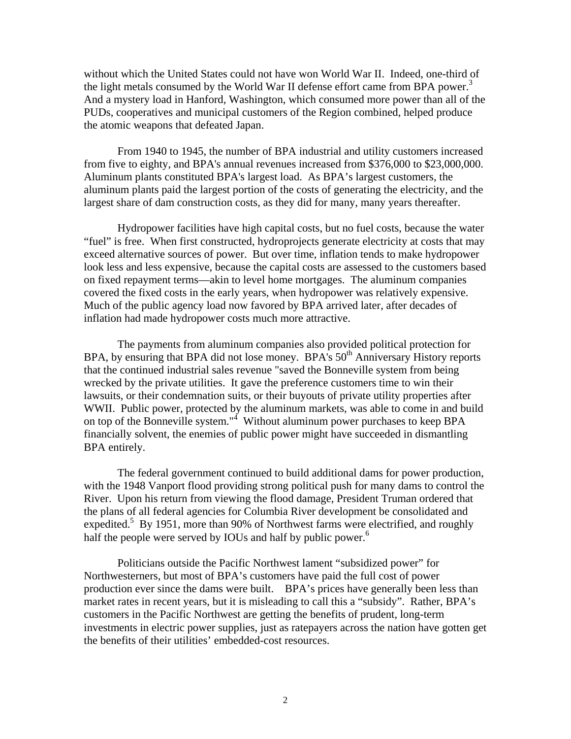without which the United States could not have won World War II. Indeed, one-third of the light metals consumed by the World War II defense effort came from BPA power.[3] And a mystery load in Hanford, Washington, which consumed more power than all of the PUDs, cooperatives and municipal customers of the Region combined, helped produce the atomic weapons that defeated Japan.

From 1940 to 1945, the number of BPA industrial and utility customers increased from five to eighty, and BPA's annual revenues increased from $376,000 to $23,000,000. Aluminum plants constituted BPA's largest load. As BPA's largest customers, the aluminum plants paid the largest portion of the costs of generating the electricity, and the largest share of dam construction costs, as they did for many, many years thereafter.

Hydropower facilities have high capital costs, but no fuel costs, because the water "fuel" is free. When first constructed, hydroprojects generate electricity at costs that may exceed alternative sources of power. But over time, inflation tends to make hydropower look less and less expensive, because the capital costs are assessed to the customers based on fixed repayment terms—akin to level home mortgages. The aluminum companies covered the fixed costs in the early years, when hydropower was relatively expensive. Much of the public agency load now favored by BPA arrived later, after decades of inflation had made hydropower costs much more attractive.

The payments from aluminum companies also provided political protection for BPA, by ensuring that BPA did not lose money. BPA's 50th Anniversary History reports that the continued industrial sales revenue "saved the Bonneville system from being wrecked by the private utilities. It gave the preference customers time to win their lawsuits, or their condemnation suits, or their buyouts of private utility properties after WWII. Public power, protected by the aluminum markets, was able to come in and build on top of the Bonneville system."[4] Without aluminum power purchases to keep BPA financially solvent, the enemies of public power might have succeeded in dismantling BPA entirely.

The federal government continued to build additional dams for power production, with the 1948 Vanport flood providing strong political push for many dams to control the River. Upon his return from viewing the flood damage, President Truman ordered that the plans of all federal agencies for Columbia River development be consolidated and expedited.[5] By 1951, more than 90% of Northwest farms were electrified, and roughly half the people were served by IOUs and half by public power.[6]

Politicians outside the Pacific Northwest lament "subsidized power" for Northwesterners, but most of BPA's customers have paid the full cost of power production ever since the dams were built. BPA's prices have generally been less than market rates in recent years, but it is misleading to call this a "subsidy". Rather, BPA's customers in the Pacific Northwest are getting the benefits of prudent, long-term investments in electric power supplies, just as ratepayers across the nation have gotten get the benefits of their utilities' embedded-cost resources.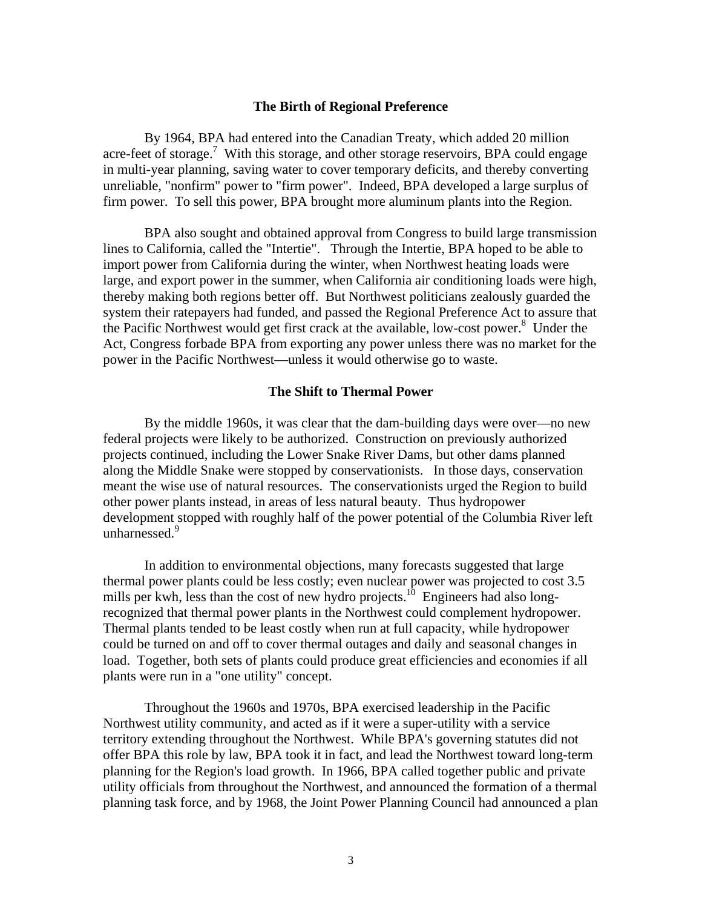## The Birth of Regional Preference

By 1964, BPA had entered into the Canadian Treaty, which added 20 million acre-feet of storage.[7] With this storage, and other storage reservoirs, BPA could engage in multi-year planning, saving water to cover temporary deficits, and thereby converting unreliable, "nonfirm" power to "firm power". Indeed, BPA developed a large surplus of firm power. To sell this power, BPA brought more aluminum plants into the Region.

BPA also sought and obtained approval from Congress to build large transmission lines to California, called the "Intertie". Through the Intertie, BPA hoped to be able to import power from California during the winter, when Northwest heating loads were large, and export power in the summer, when California air conditioning loads were high, thereby making both regions better off. But Northwest politicians zealously guarded the system their ratepayers had funded, and passed the Regional Preference Act to assure that the Pacific Northwest would get first crack at the available, low-cost power.[8] Under the Act, Congress forbade BPA from exporting any power unless there was no market for the power in the Pacific Northwest—unless it would otherwise go to waste.

## The Shift to Thermal Power

By the middle 1960s, it was clear that the dam-building days were over—no new federal projects were likely to be authorized. Construction on previously authorized projects continued, including the Lower Snake River Dams, but other dams planned along the Middle Snake were stopped by conservationists. In those days, conservation meant the wise use of natural resources. The conservationists urged the Region to build other power plants instead, in areas of less natural beauty. Thus hydropower development stopped with roughly half of the power potential of the Columbia River left unharnessed.[9]

In addition to environmental objections, many forecasts suggested that large thermal power plants could be less costly; even nuclear power was projected to cost 3.5 mills per kwh, less than the cost of new hydro projects.[10] Engineers had also long-recognized that thermal power plants in the Northwest could complement hydropower. Thermal plants tended to be least costly when run at full capacity, while hydropower could be turned on and off to cover thermal outages and daily and seasonal changes in load. Together, both sets of plants could produce great efficiencies and economies if all plants were run in a "one utility" concept.

Throughout the 1960s and 1970s, BPA exercised leadership in the Pacific Northwest utility community, and acted as if it were a super-utility with a service territory extending throughout the Northwest. While BPA's governing statutes did not offer BPA this role by law, BPA took it in fact, and lead the Northwest toward long-term planning for the Region's load growth. In 1966, BPA called together public and private utility officials from throughout the Northwest, and announced the formation of a thermal planning task force, and by 1968, the Joint Power Planning Council had announced a plan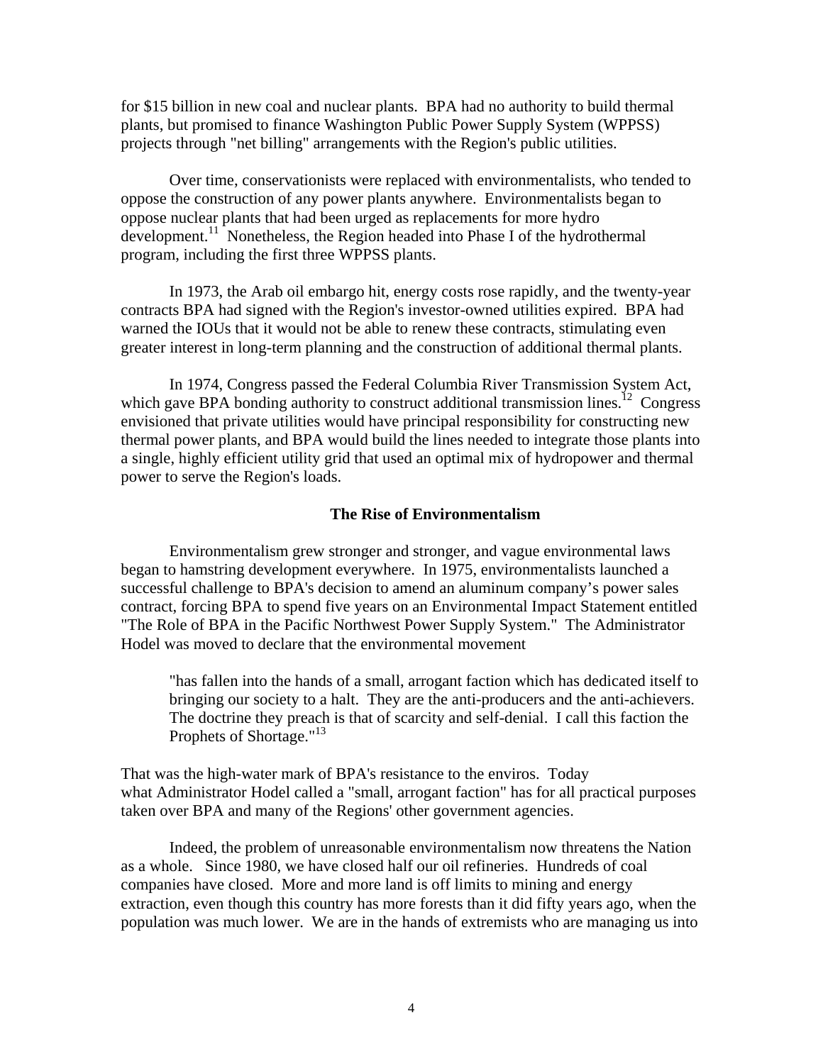for $15 billion in new coal and nuclear plants. BPA had no authority to build thermal plants, but promised to finance Washington Public Power Supply System (WPPSS) projects through "net billing" arrangements with the Region's public utilities.

Over time, conservationists were replaced with environmentalists, who tended to oppose the construction of any power plants anywhere. Environmentalists began to oppose nuclear plants that had been urged as replacements for more hydro development.[11] Nonetheless, the Region headed into Phase I of the hydrothermal program, including the first three WPPSS plants.

In 1973, the Arab oil embargo hit, energy costs rose rapidly, and the twenty-year contracts BPA had signed with the Region's investor-owned utilities expired. BPA had warned the IOUs that it would not be able to renew these contracts, stimulating even greater interest in long-term planning and the construction of additional thermal plants.

In 1974, Congress passed the Federal Columbia River Transmission System Act, which gave BPA bonding authority to construct additional transmission lines.[12] Congress envisioned that private utilities would have principal responsibility for constructing new thermal power plants, and BPA would build the lines needed to integrate those plants into a single, highly efficient utility grid that used an optimal mix of hydropower and thermal power to serve the Region's loads.

### The Rise of Environmentalism

Environmentalism grew stronger and stronger, and vague environmental laws began to hamstring development everywhere. In 1975, environmentalists launched a successful challenge to BPA's decision to amend an aluminum company's power sales contract, forcing BPA to spend five years on an Environmental Impact Statement entitled "The Role of BPA in the Pacific Northwest Power Supply System." The Administrator Hodel was moved to declare that the environmental movement

> "has fallen into the hands of a small, arrogant faction which has dedicated itself to bringing our society to a halt. They are the anti-producers and the anti-achievers. The doctrine they preach is that of scarcity and self-denial. I call this faction the Prophets of Shortage."[13]

That was the high-water mark of BPA's resistance to the enviros. Today what Administrator Hodel called a "small, arrogant faction" has for all practical purposes taken over BPA and many of the Regions' other government agencies.

Indeed, the problem of unreasonable environmentalism now threatens the Nation as a whole. Since 1980, we have closed half our oil refineries. Hundreds of coal companies have closed. More and more land is off limits to mining and energy extraction, even though this country has more forests than it did fifty years ago, when the population was much lower. We are in the hands of extremists who are managing us into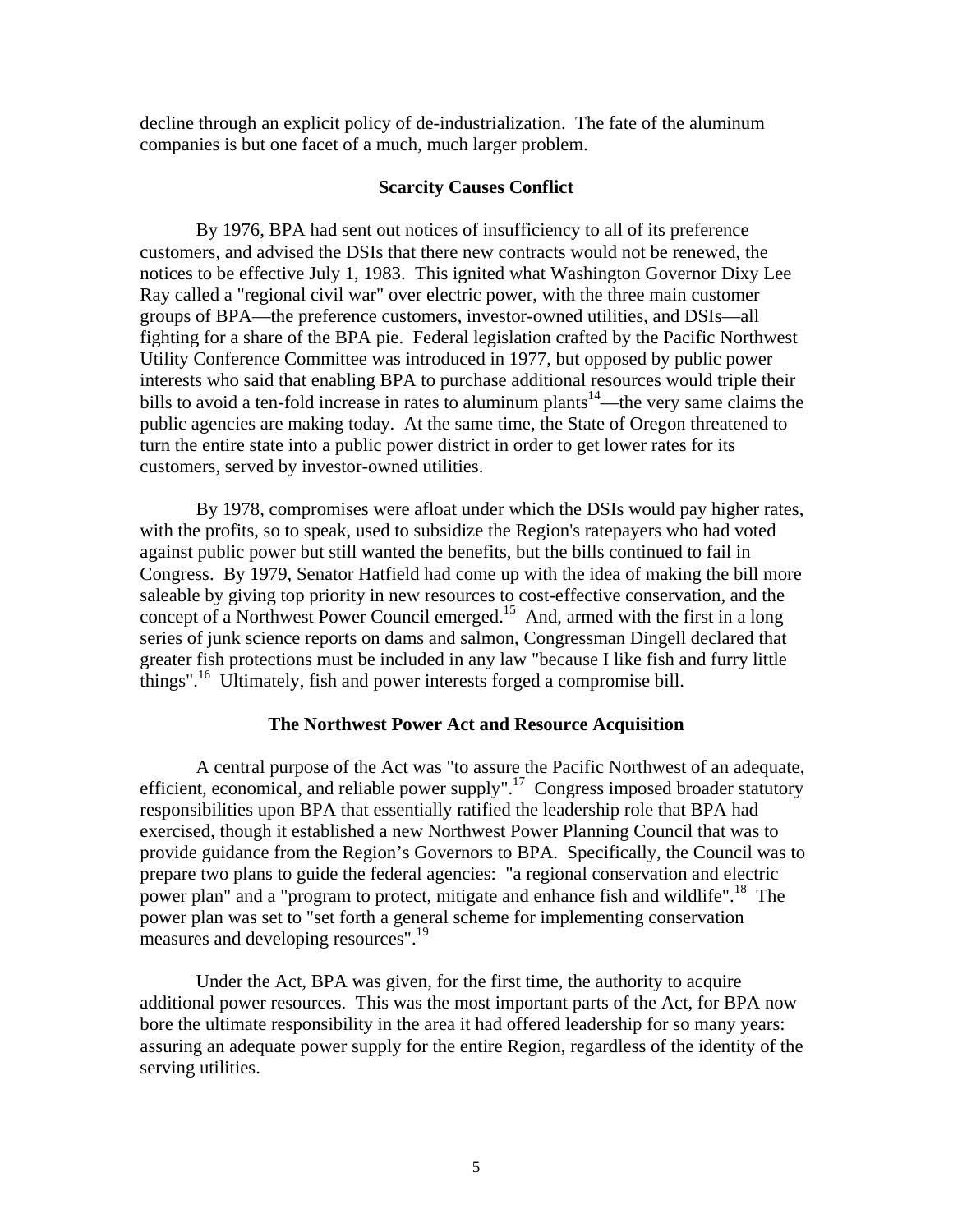decline through an explicit policy of de-industrialization. The fate of the aluminum companies is but one facet of a much, much larger problem.

## Scarcity Causes Conflict

By 1976, BPA had sent out notices of insufficiency to all of its preference customers, and advised the DSIs that there new contracts would not be renewed, the notices to be effective July 1, 1983. This ignited what Washington Governor Dixy Lee Ray called a "regional civil war" over electric power, with the three main customer groups of BPA—the preference customers, investor-owned utilities, and DSIs—all fighting for a share of the BPA pie. Federal legislation crafted by the Pacific Northwest Utility Conference Committee was introduced in 1977, but opposed by public power interests who said that enabling BPA to purchase additional resources would triple their bills to avoid a ten-fold increase in rates to aluminum plants[14]—the very same claims the public agencies are making today. At the same time, the State of Oregon threatened to turn the entire state into a public power district in order to get lower rates for its customers, served by investor-owned utilities.

By 1978, compromises were afloat under which the DSIs would pay higher rates, with the profits, so to speak, used to subsidize the Region's ratepayers who had voted against public power but still wanted the benefits, but the bills continued to fail in Congress. By 1979, Senator Hatfield had come up with the idea of making the bill more saleable by giving top priority in new resources to cost-effective conservation, and the concept of a Northwest Power Council emerged.[15] And, armed with the first in a long series of junk science reports on dams and salmon, Congressman Dingell declared that greater fish protections must be included in any law "because I like fish and furry little things".[16] Ultimately, fish and power interests forged a compromise bill.

## The Northwest Power Act and Resource Acquisition

A central purpose of the Act was "to assure the Pacific Northwest of an adequate, efficient, economical, and reliable power supply".[17] Congress imposed broader statutory responsibilities upon BPA that essentially ratified the leadership role that BPA had exercised, though it established a new Northwest Power Planning Council that was to provide guidance from the Region's Governors to BPA. Specifically, the Council was to prepare two plans to guide the federal agencies: "a regional conservation and electric power plan" and a "program to protect, mitigate and enhance fish and wildlife".[18] The power plan was set to "set forth a general scheme for implementing conservation measures and developing resources".[19]

Under the Act, BPA was given, for the first time, the authority to acquire additional power resources. This was the most important parts of the Act, for BPA now bore the ultimate responsibility in the area it had offered leadership for so many years: assuring an adequate power supply for the entire Region, regardless of the identity of the serving utilities.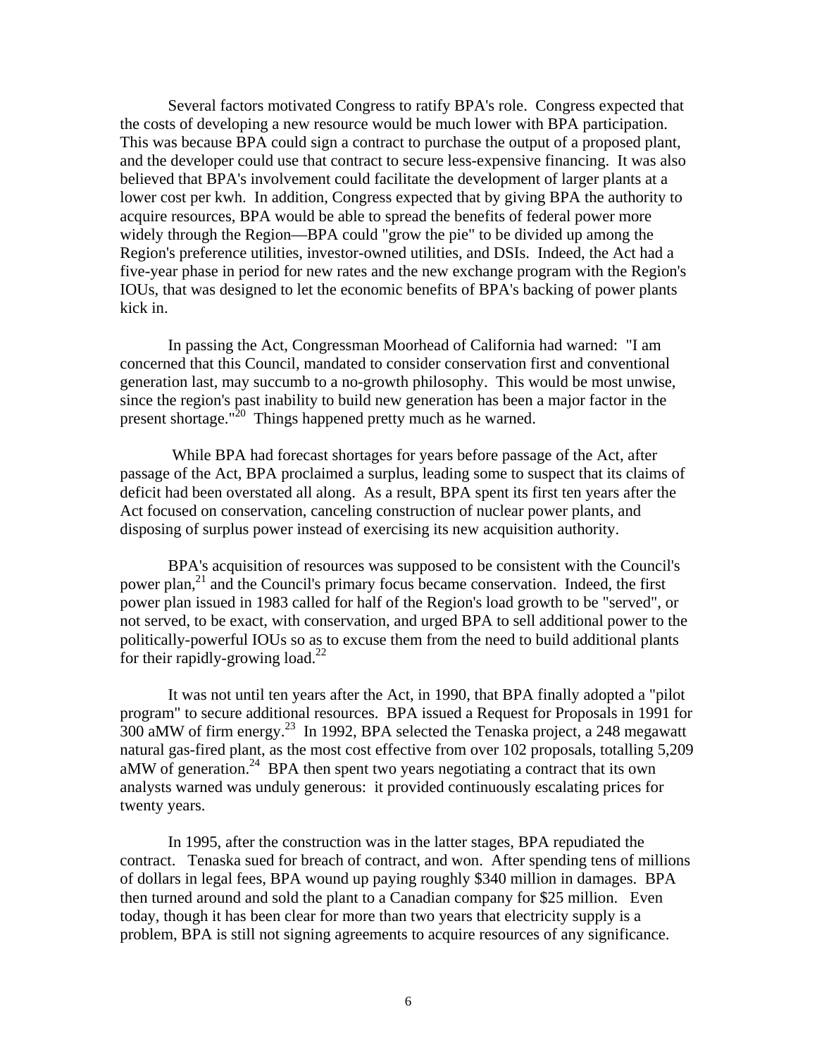Several factors motivated Congress to ratify BPA's role. Congress expected that the costs of developing a new resource would be much lower with BPA participation. This was because BPA could sign a contract to purchase the output of a proposed plant, and the developer could use that contract to secure less-expensive financing. It was also believed that BPA's involvement could facilitate the development of larger plants at a lower cost per kwh. In addition, Congress expected that by giving BPA the authority to acquire resources, BPA would be able to spread the benefits of federal power more widely through the Region—BPA could "grow the pie" to be divided up among the Region's preference utilities, investor-owned utilities, and DSIs. Indeed, the Act had a five-year phase in period for new rates and the new exchange program with the Region's IOUs, that was designed to let the economic benefits of BPA's backing of power plants kick in.

In passing the Act, Congressman Moorhead of California had warned: "I am concerned that this Council, mandated to consider conservation first and conventional generation last, may succumb to a no-growth philosophy. This would be most unwise, since the region's past inability to build new generation has been a major factor in the present shortage."[20] Things happened pretty much as he warned.

While BPA had forecast shortages for years before passage of the Act, after passage of the Act, BPA proclaimed a surplus, leading some to suspect that its claims of deficit had been overstated all along. As a result, BPA spent its first ten years after the Act focused on conservation, canceling construction of nuclear power plants, and disposing of surplus power instead of exercising its new acquisition authority.

BPA's acquisition of resources was supposed to be consistent with the Council's power plan,[21] and the Council's primary focus became conservation. Indeed, the first power plan issued in 1983 called for half of the Region's load growth to be "served", or not served, to be exact, with conservation, and urged BPA to sell additional power to the politically-powerful IOUs so as to excuse them from the need to build additional plants for their rapidly-growing load.[22]

It was not until ten years after the Act, in 1990, that BPA finally adopted a "pilot program" to secure additional resources. BPA issued a Request for Proposals in 1991 for 300 aMW of firm energy.[23] In 1992, BPA selected the Tenaska project, a 248 megawatt natural gas-fired plant, as the most cost effective from over 102 proposals, totalling 5,209 aMW of generation.[24] BPA then spent two years negotiating a contract that its own analysts warned was unduly generous: it provided continuously escalating prices for twenty years.

In 1995, after the construction was in the latter stages, BPA repudiated the contract. Tenaska sued for breach of contract, and won. After spending tens of millions of dollars in legal fees, BPA wound up paying roughly $340 million in damages. BPA then turned around and sold the plant to a Canadian company for $25 million. Even today, though it has been clear for more than two years that electricity supply is a problem, BPA is still not signing agreements to acquire resources of any significance.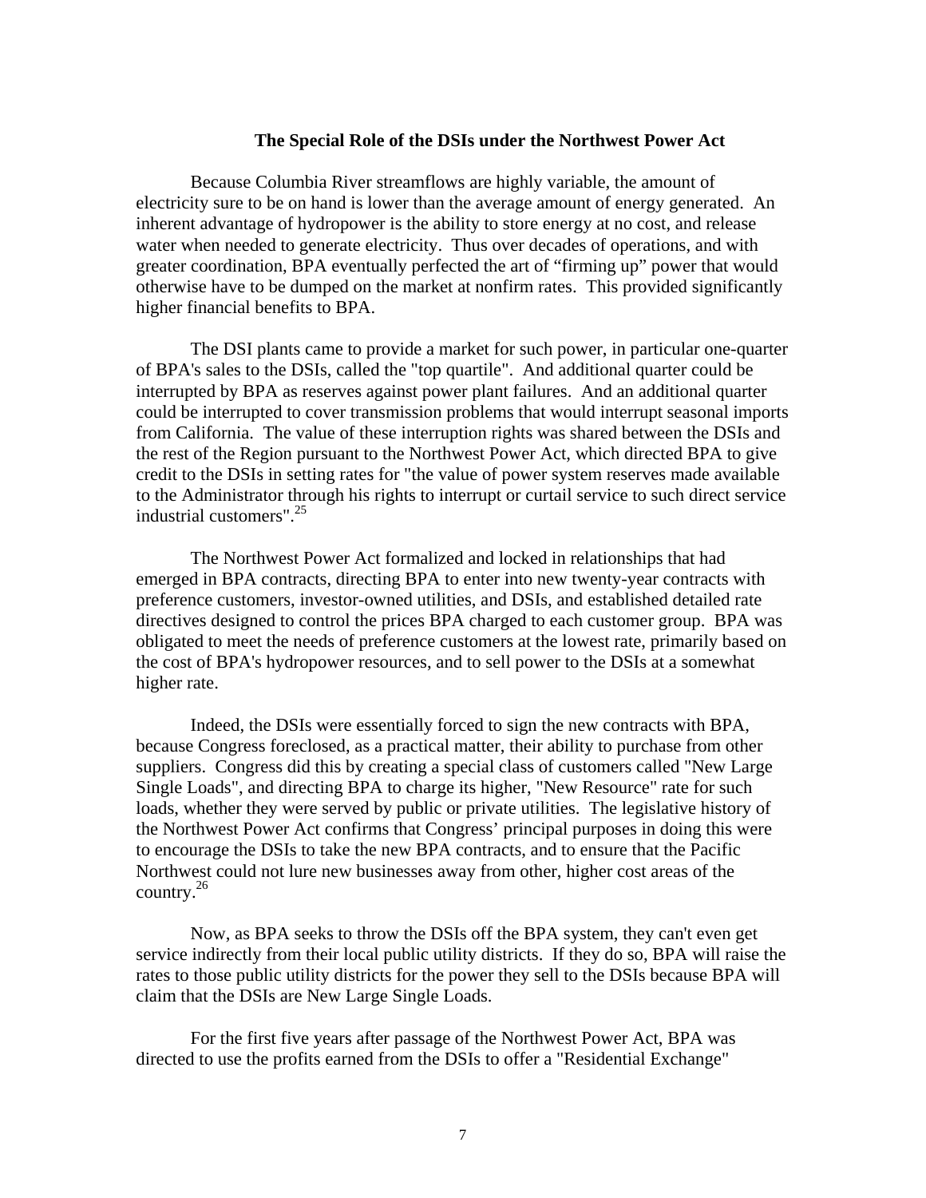### The Special Role of the DSIs under the Northwest Power Act

Because Columbia River streamflows are highly variable, the amount of electricity sure to be on hand is lower than the average amount of energy generated. An inherent advantage of hydropower is the ability to store energy at no cost, and release water when needed to generate electricity. Thus over decades of operations, and with greater coordination, BPA eventually perfected the art of "firming up" power that would otherwise have to be dumped on the market at nonfirm rates. This provided significantly higher financial benefits to BPA.

The DSI plants came to provide a market for such power, in particular one-quarter of BPA's sales to the DSIs, called the "top quartile". And additional quarter could be interrupted by BPA as reserves against power plant failures. And an additional quarter could be interrupted to cover transmission problems that would interrupt seasonal imports from California. The value of these interruption rights was shared between the DSIs and the rest of the Region pursuant to the Northwest Power Act, which directed BPA to give credit to the DSIs in setting rates for "the value of power system reserves made available to the Administrator through his rights to interrupt or curtail service to such direct service industrial customers".[25]

The Northwest Power Act formalized and locked in relationships that had emerged in BPA contracts, directing BPA to enter into new twenty-year contracts with preference customers, investor-owned utilities, and DSIs, and established detailed rate directives designed to control the prices BPA charged to each customer group. BPA was obligated to meet the needs of preference customers at the lowest rate, primarily based on the cost of BPA's hydropower resources, and to sell power to the DSIs at a somewhat higher rate.

Indeed, the DSIs were essentially forced to sign the new contracts with BPA, because Congress foreclosed, as a practical matter, their ability to purchase from other suppliers. Congress did this by creating a special class of customers called "New Large Single Loads", and directing BPA to charge its higher, "New Resource" rate for such loads, whether they were served by public or private utilities. The legislative history of the Northwest Power Act confirms that Congress' principal purposes in doing this were to encourage the DSIs to take the new BPA contracts, and to ensure that the Pacific Northwest could not lure new businesses away from other, higher cost areas of the country.[26]

Now, as BPA seeks to throw the DSIs off the BPA system, they can't even get service indirectly from their local public utility districts. If they do so, BPA will raise the rates to those public utility districts for the power they sell to the DSIs because BPA will claim that the DSIs are New Large Single Loads.

For the first five years after passage of the Northwest Power Act, BPA was directed to use the profits earned from the DSIs to offer a "Residential Exchange"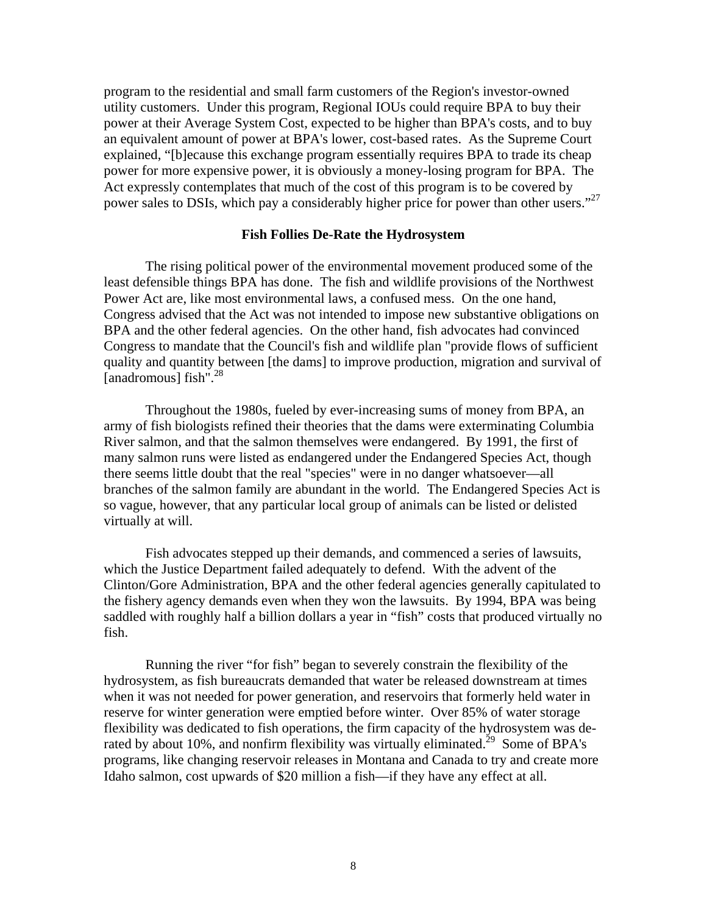program to the residential and small farm customers of the Region's investor-owned utility customers. Under this program, Regional IOUs could require BPA to buy their power at their Average System Cost, expected to be higher than BPA's costs, and to buy an equivalent amount of power at BPA's lower, cost-based rates. As the Supreme Court explained, "[b]ecause this exchange program essentially requires BPA to trade its cheap power for more expensive power, it is obviously a money-losing program for BPA. The Act expressly contemplates that much of the cost of this program is to be covered by power sales to DSIs, which pay a considerably higher price for power than other users."[27]

**Fish Follies De-Rate the Hydrosystem**

The rising political power of the environmental movement produced some of the least defensible things BPA has done. The fish and wildlife provisions of the Northwest Power Act are, like most environmental laws, a confused mess. On the one hand, Congress advised that the Act was not intended to impose new substantive obligations on BPA and the other federal agencies. On the other hand, fish advocates had convinced Congress to mandate that the Council's fish and wildlife plan "provide flows of sufficient quality and quantity between [the dams] to improve production, migration and survival of [anadromous] fish".[28]

Throughout the 1980s, fueled by ever-increasing sums of money from BPA, an army of fish biologists refined their theories that the dams were exterminating Columbia River salmon, and that the salmon themselves were endangered. By 1991, the first of many salmon runs were listed as endangered under the Endangered Species Act, though there seems little doubt that the real "species" were in no danger whatsoever—all branches of the salmon family are abundant in the world. The Endangered Species Act is so vague, however, that any particular local group of animals can be listed or delisted virtually at will.

Fish advocates stepped up their demands, and commenced a series of lawsuits, which the Justice Department failed adequately to defend. With the advent of the Clinton/Gore Administration, BPA and the other federal agencies generally capitulated to the fishery agency demands even when they won the lawsuits. By 1994, BPA was being saddled with roughly half a billion dollars a year in "fish" costs that produced virtually no fish.

Running the river "for fish" began to severely constrain the flexibility of the hydrosystem, as fish bureaucrats demanded that water be released downstream at times when it was not needed for power generation, and reservoirs that formerly held water in reserve for winter generation were emptied before winter. Over 85% of water storage flexibility was dedicated to fish operations, the firm capacity of the hydrosystem was de-rated by about 10%, and nonfirm flexibility was virtually eliminated.[29] Some of BPA's programs, like changing reservoir releases in Montana and Canada to try and create more Idaho salmon, cost upwards of $20 million a fish—if they have any effect at all.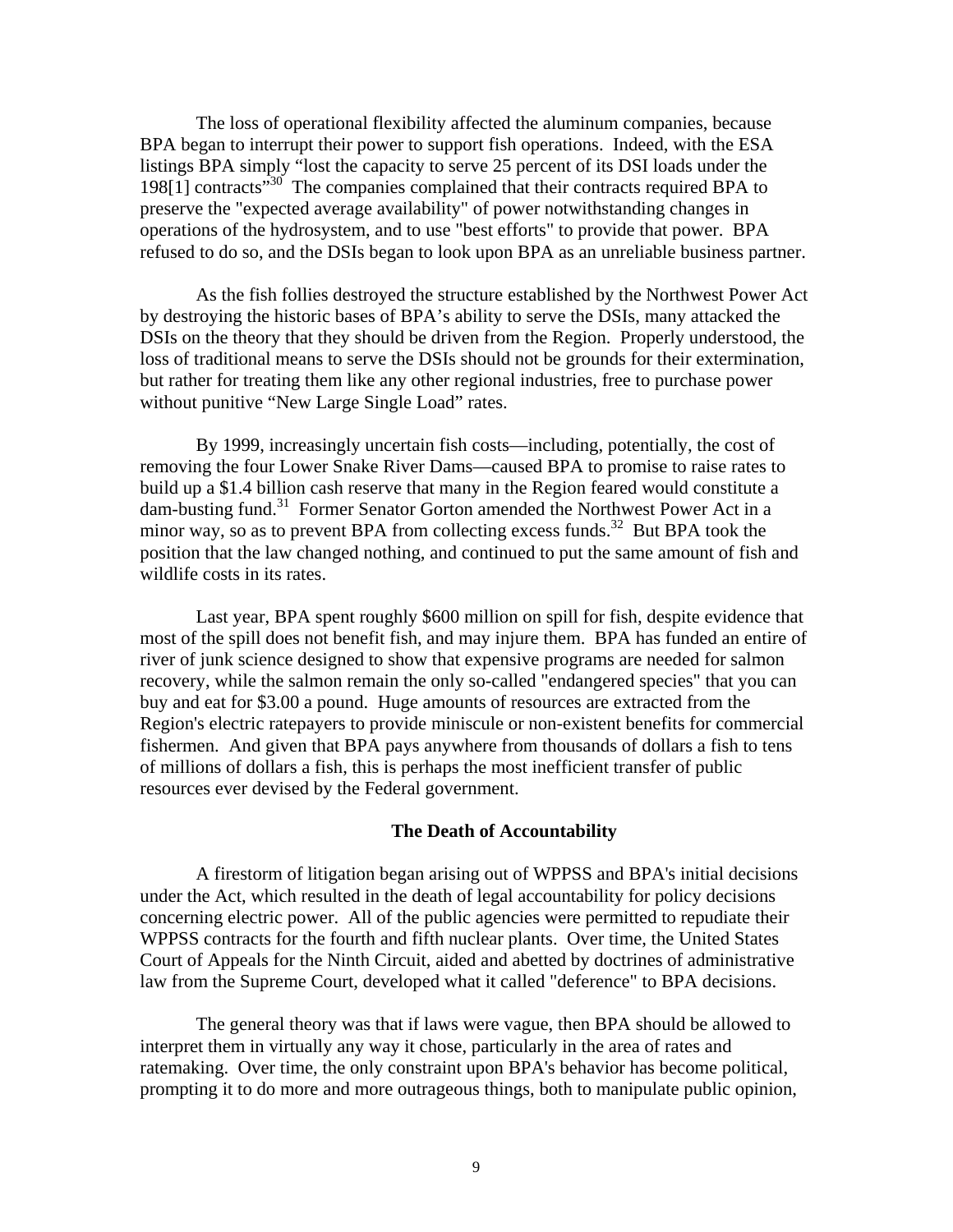The loss of operational flexibility affected the aluminum companies, because BPA began to interrupt their power to support fish operations. Indeed, with the ESA listings BPA simply "lost the capacity to serve 25 percent of its DSI loads under the 198[1] contracts"[30] The companies complained that their contracts required BPA to preserve the "expected average availability" of power notwithstanding changes in operations of the hydrosystem, and to use "best efforts" to provide that power. BPA refused to do so, and the DSIs began to look upon BPA as an unreliable business partner.

As the fish follies destroyed the structure established by the Northwest Power Act by destroying the historic bases of BPA's ability to serve the DSIs, many attacked the DSIs on the theory that they should be driven from the Region. Properly understood, the loss of traditional means to serve the DSIs should not be grounds for their extermination, but rather for treating them like any other regional industries, free to purchase power without punitive "New Large Single Load" rates.

By 1999, increasingly uncertain fish costs—including, potentially, the cost of removing the four Lower Snake River Dams—caused BPA to promise to raise rates to build up a $1.4 billion cash reserve that many in the Region feared would constitute a dam-busting fund.[31] Former Senator Gorton amended the Northwest Power Act in a minor way, so as to prevent BPA from collecting excess funds.[32] But BPA took the position that the law changed nothing, and continued to put the same amount of fish and wildlife costs in its rates.

Last year, BPA spent roughly $600 million on spill for fish, despite evidence that most of the spill does not benefit fish, and may injure them. BPA has funded an entire of river of junk science designed to show that expensive programs are needed for salmon recovery, while the salmon remain the only so-called "endangered species" that you can buy and eat for $3.00 a pound. Huge amounts of resources are extracted from the Region's electric ratepayers to provide miniscule or non-existent benefits for commercial fishermen. And given that BPA pays anywhere from thousands of dollars a fish to tens of millions of dollars a fish, this is perhaps the most inefficient transfer of public resources ever devised by the Federal government.

## The Death of Accountability

A firestorm of litigation began arising out of WPPSS and BPA's initial decisions under the Act, which resulted in the death of legal accountability for policy decisions concerning electric power. All of the public agencies were permitted to repudiate their WPPSS contracts for the fourth and fifth nuclear plants. Over time, the United States Court of Appeals for the Ninth Circuit, aided and abetted by doctrines of administrative law from the Supreme Court, developed what it called "deference" to BPA decisions.

The general theory was that if laws were vague, then BPA should be allowed to interpret them in virtually any way it chose, particularly in the area of rates and ratemaking. Over time, the only constraint upon BPA's behavior has become political, prompting it to do more and more outrageous things, both to manipulate public opinion,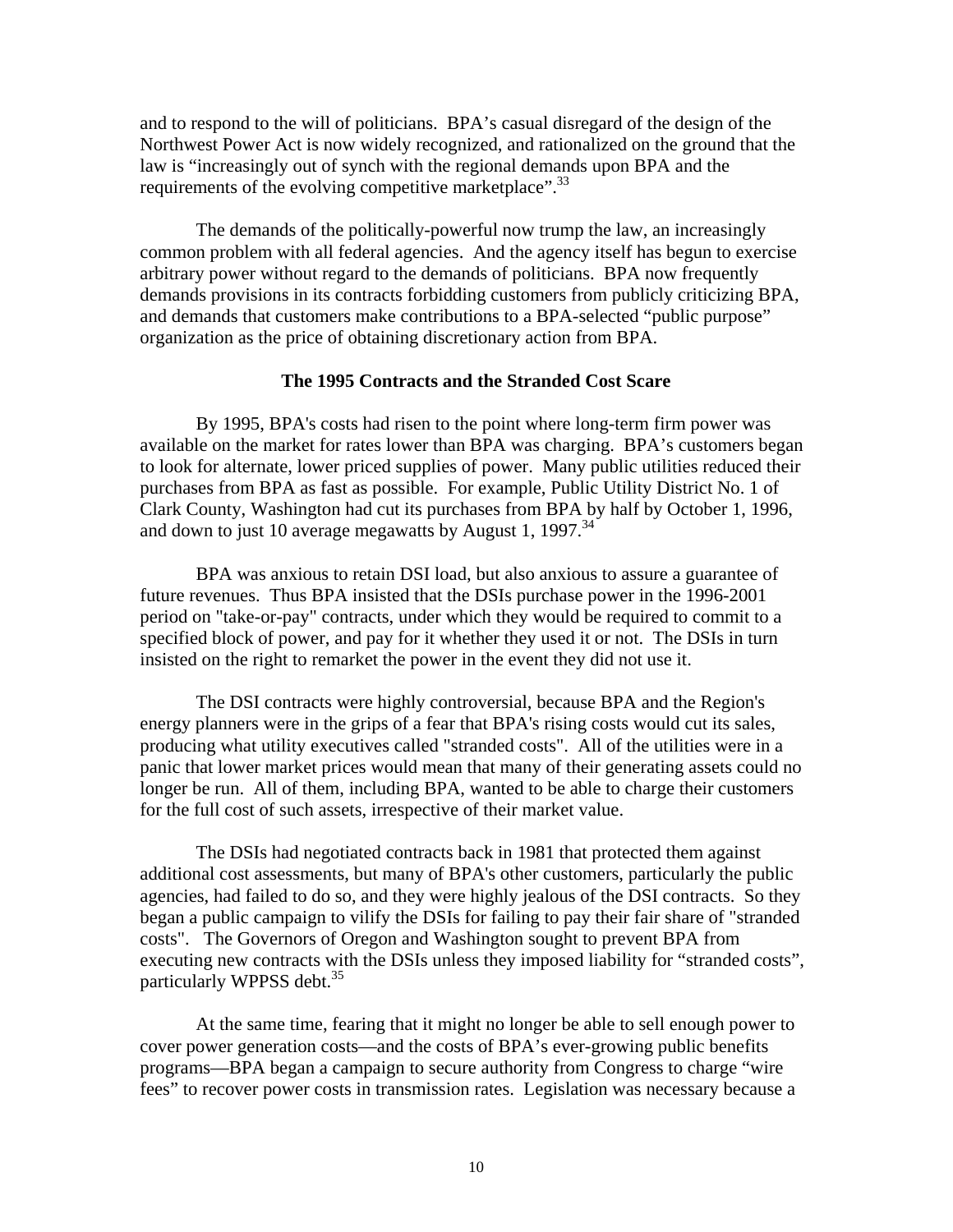and to respond to the will of politicians. BPA's casual disregard of the design of the Northwest Power Act is now widely recognized, and rationalized on the ground that the law is "increasingly out of synch with the regional demands upon BPA and the requirements of the evolving competitive marketplace".[33]

The demands of the politically-powerful now trump the law, an increasingly common problem with all federal agencies. And the agency itself has begun to exercise arbitrary power without regard to the demands of politicians. BPA now frequently demands provisions in its contracts forbidding customers from publicly criticizing BPA, and demands that customers make contributions to a BPA-selected "public purpose" organization as the price of obtaining discretionary action from BPA.

### The 1995 Contracts and the Stranded Cost Scare

By 1995, BPA's costs had risen to the point where long-term firm power was available on the market for rates lower than BPA was charging. BPA's customers began to look for alternate, lower priced supplies of power. Many public utilities reduced their purchases from BPA as fast as possible. For example, Public Utility District No. 1 of Clark County, Washington had cut its purchases from BPA by half by October 1, 1996, and down to just 10 average megawatts by August 1, 1997.[34]

BPA was anxious to retain DSI load, but also anxious to assure a guarantee of future revenues. Thus BPA insisted that the DSIs purchase power in the 1996-2001 period on "take-or-pay" contracts, under which they would be required to commit to a specified block of power, and pay for it whether they used it or not. The DSIs in turn insisted on the right to remarket the power in the event they did not use it.

The DSI contracts were highly controversial, because BPA and the Region's energy planners were in the grips of a fear that BPA's rising costs would cut its sales, producing what utility executives called "stranded costs". All of the utilities were in a panic that lower market prices would mean that many of their generating assets could no longer be run. All of them, including BPA, wanted to be able to charge their customers for the full cost of such assets, irrespective of their market value.

The DSIs had negotiated contracts back in 1981 that protected them against additional cost assessments, but many of BPA's other customers, particularly the public agencies, had failed to do so, and they were highly jealous of the DSI contracts. So they began a public campaign to vilify the DSIs for failing to pay their fair share of "stranded costs". The Governors of Oregon and Washington sought to prevent BPA from executing new contracts with the DSIs unless they imposed liability for "stranded costs", particularly WPPSS debt.[35]

At the same time, fearing that it might no longer be able to sell enough power to cover power generation costs—and the costs of BPA's ever-growing public benefits programs—BPA began a campaign to secure authority from Congress to charge "wire fees" to recover power costs in transmission rates. Legislation was necessary because a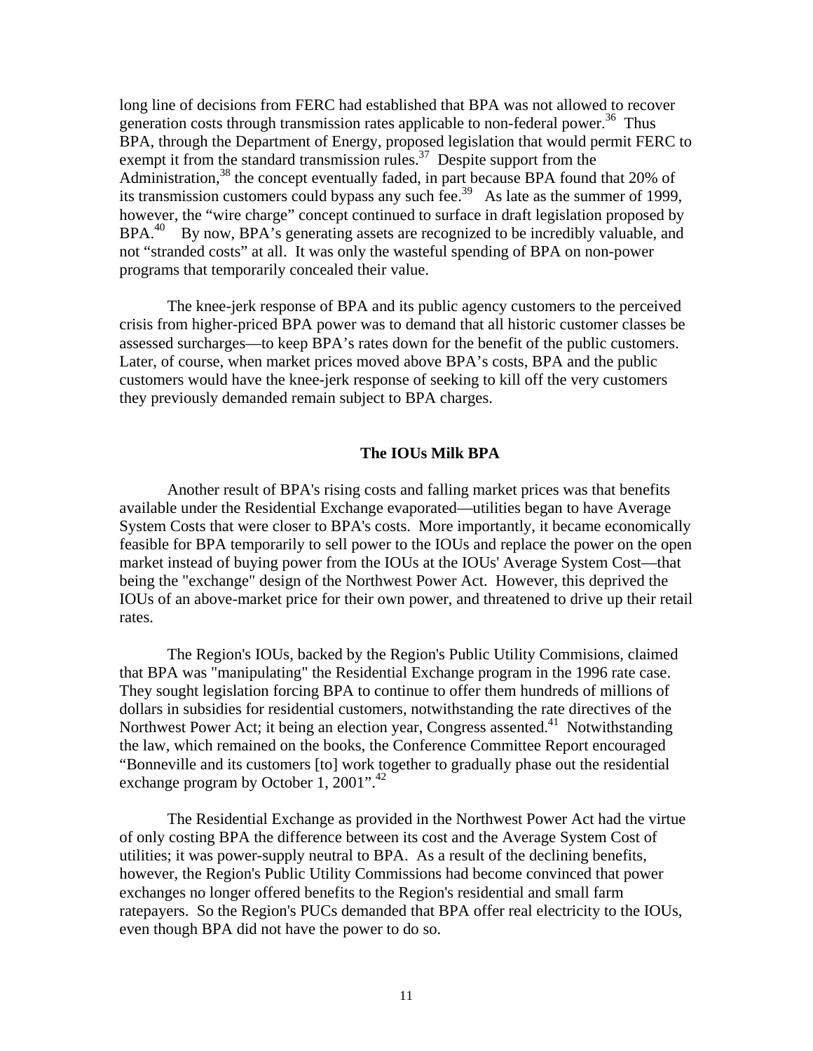long line of decisions from FERC had established that BPA was not allowed to recover generation costs through transmission rates applicable to non-federal power.[36] Thus BPA, through the Department of Energy, proposed legislation that would permit FERC to exempt it from the standard transmission rules.[37] Despite support from the Administration,[38] the concept eventually faded, in part because BPA found that 20% of its transmission customers could bypass any such fee.[39] As late as the summer of 1999, however, the "wire charge" concept continued to surface in draft legislation proposed by BPA.[40] By now, BPA's generating assets are recognized to be incredibly valuable, and not "stranded costs" at all. It was only the wasteful spending of BPA on non-power programs that temporarily concealed their value.

The knee-jerk response of BPA and its public agency customers to the perceived crisis from higher-priced BPA power was to demand that all historic customer classes be assessed surcharges—to keep BPA's rates down for the benefit of the public customers. Later, of course, when market prices moved above BPA's costs, BPA and the public customers would have the knee-jerk response of seeking to kill off the very customers they previously demanded remain subject to BPA charges.

## The IOUs Milk BPA

Another result of BPA's rising costs and falling market prices was that benefits available under the Residential Exchange evaporated—utilities began to have Average System Costs that were closer to BPA's costs. More importantly, it became economically feasible for BPA temporarily to sell power to the IOUs and replace the power on the open market instead of buying power from the IOUs at the IOUs' Average System Cost—that being the "exchange" design of the Northwest Power Act. However, this deprived the IOUs of an above-market price for their own power, and threatened to drive up their retail rates.

The Region's IOUs, backed by the Region's Public Utility Commisions, claimed that BPA was "manipulating" the Residential Exchange program in the 1996 rate case. They sought legislation forcing BPA to continue to offer them hundreds of millions of dollars in subsidies for residential customers, notwithstanding the rate directives of the Northwest Power Act; it being an election year, Congress assented.[41] Notwithstanding the law, which remained on the books, the Conference Committee Report encouraged "Bonneville and its customers [to] work together to gradually phase out the residential exchange program by October 1, 2001".[42]

The Residential Exchange as provided in the Northwest Power Act had the virtue of only costing BPA the difference between its cost and the Average System Cost of utilities; it was power-supply neutral to BPA. As a result of the declining benefits, however, the Region's Public Utility Commissions had become convinced that power exchanges no longer offered benefits to the Region's residential and small farm ratepayers. So the Region's PUCs demanded that BPA offer real electricity to the IOUs, even though BPA did not have the power to do so.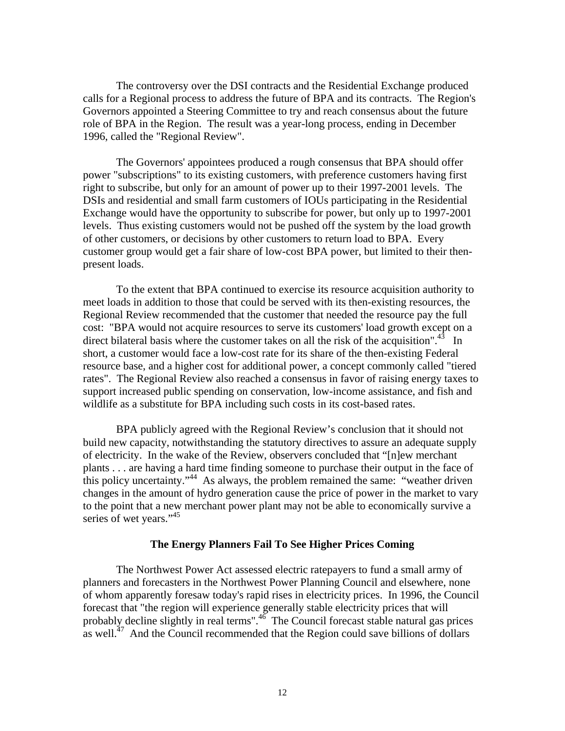The controversy over the DSI contracts and the Residential Exchange produced calls for a Regional process to address the future of BPA and its contracts. The Region's Governors appointed a Steering Committee to try and reach consensus about the future role of BPA in the Region. The result was a year-long process, ending in December 1996, called the "Regional Review".

The Governors' appointees produced a rough consensus that BPA should offer power "subscriptions" to its existing customers, with preference customers having first right to subscribe, but only for an amount of power up to their 1997-2001 levels. The DSIs and residential and small farm customers of IOUs participating in the Residential Exchange would have the opportunity to subscribe for power, but only up to 1997-2001 levels. Thus existing customers would not be pushed off the system by the load growth of other customers, or decisions by other customers to return load to BPA. Every customer group would get a fair share of low-cost BPA power, but limited to their then-present loads.

To the extent that BPA continued to exercise its resource acquisition authority to meet loads in addition to those that could be served with its then-existing resources, the Regional Review recommended that the customer that needed the resource pay the full cost: "BPA would not acquire resources to serve its customers' load growth except on a direct bilateral basis where the customer takes on all the risk of the acquisition".[43] In short, a customer would face a low-cost rate for its share of the then-existing Federal resource base, and a higher cost for additional power, a concept commonly called "tiered rates". The Regional Review also reached a consensus in favor of raising energy taxes to support increased public spending on conservation, low-income assistance, and fish and wildlife as a substitute for BPA including such costs in its cost-based rates.

BPA publicly agreed with the Regional Review's conclusion that it should not build new capacity, notwithstanding the statutory directives to assure an adequate supply of electricity. In the wake of the Review, observers concluded that "[n]ew merchant plants . . . are having a hard time finding someone to purchase their output in the face of this policy uncertainty."[44] As always, the problem remained the same: "weather driven changes in the amount of hydro generation cause the price of power in the market to vary to the point that a new merchant power plant may not be able to economically survive a series of wet years."[45]

### The Energy Planners Fail To See Higher Prices Coming

The Northwest Power Act assessed electric ratepayers to fund a small army of planners and forecasters in the Northwest Power Planning Council and elsewhere, none of whom apparently foresaw today's rapid rises in electricity prices. In 1996, the Council forecast that "the region will experience generally stable electricity prices that will probably decline slightly in real terms".[46] The Council forecast stable natural gas prices as well.[47] And the Council recommended that the Region could save billions of dollars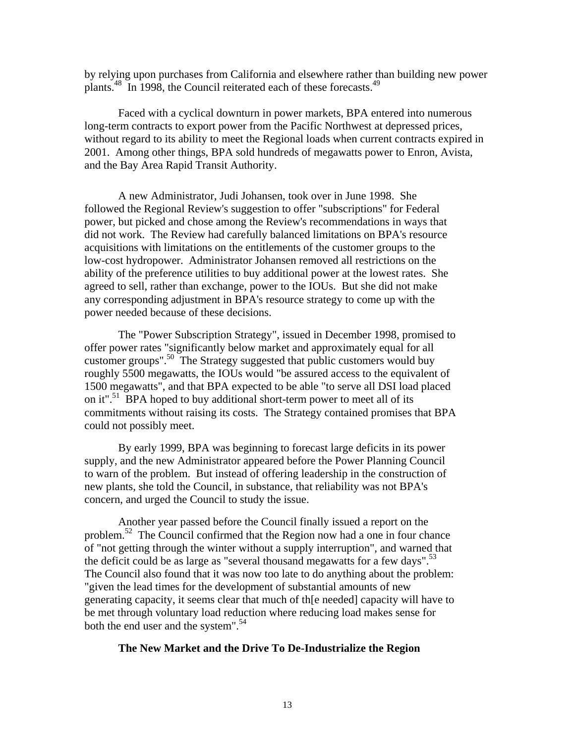by relying upon purchases from California and elsewhere rather than building new power plants.[48] In 1998, the Council reiterated each of these forecasts.[49]

Faced with a cyclical downturn in power markets, BPA entered into numerous long-term contracts to export power from the Pacific Northwest at depressed prices, without regard to its ability to meet the Regional loads when current contracts expired in 2001. Among other things, BPA sold hundreds of megawatts power to Enron, Avista, and the Bay Area Rapid Transit Authority.

A new Administrator, Judi Johansen, took over in June 1998. She followed the Regional Review's suggestion to offer "subscriptions" for Federal power, but picked and chose among the Review's recommendations in ways that did not work. The Review had carefully balanced limitations on BPA's resource acquisitions with limitations on the entitlements of the customer groups to the low-cost hydropower. Administrator Johansen removed all restrictions on the ability of the preference utilities to buy additional power at the lowest rates. She agreed to sell, rather than exchange, power to the IOUs. But she did not make any corresponding adjustment in BPA's resource strategy to come up with the power needed because of these decisions.

The "Power Subscription Strategy", issued in December 1998, promised to offer power rates "significantly below market and approximately equal for all customer groups".[50] The Strategy suggested that public customers would buy roughly 5500 megawatts, the IOUs would "be assured access to the equivalent of 1500 megawatts", and that BPA expected to be able "to serve all DSI load placed on it".[51] BPA hoped to buy additional short-term power to meet all of its commitments without raising its costs. The Strategy contained promises that BPA could not possibly meet.

By early 1999, BPA was beginning to forecast large deficits in its power supply, and the new Administrator appeared before the Power Planning Council to warn of the problem. But instead of offering leadership in the construction of new plants, she told the Council, in substance, that reliability was not BPA's concern, and urged the Council to study the issue.

Another year passed before the Council finally issued a report on the problem.[52] The Council confirmed that the Region now had a one in four chance of "not getting through the winter without a supply interruption", and warned that the deficit could be as large as "several thousand megawatts for a few days".[53] The Council also found that it was now too late to do anything about the problem: "given the lead times for the development of substantial amounts of new generating capacity, it seems clear that much of th[e needed] capacity will have to be met through voluntary load reduction where reducing load makes sense for both the end user and the system".[54]

**The New Market and the Drive To De-Industrialize the Region**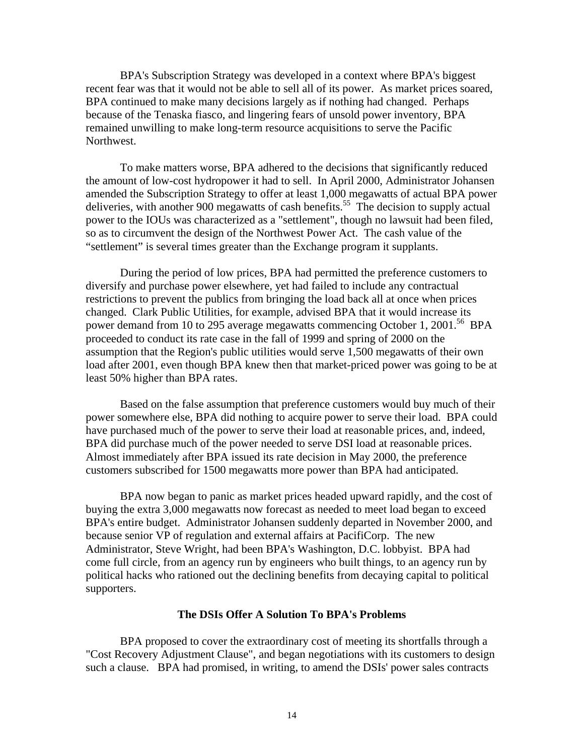BPA's Subscription Strategy was developed in a context where BPA's biggest recent fear was that it would not be able to sell all of its power. As market prices soared, BPA continued to make many decisions largely as if nothing had changed. Perhaps because of the Tenaska fiasco, and lingering fears of unsold power inventory, BPA remained unwilling to make long-term resource acquisitions to serve the Pacific Northwest.

To make matters worse, BPA adhered to the decisions that significantly reduced the amount of low-cost hydropower it had to sell. In April 2000, Administrator Johansen amended the Subscription Strategy to offer at least 1,000 megawatts of actual BPA power deliveries, with another 900 megawatts of cash benefits.[55] The decision to supply actual power to the IOUs was characterized as a "settlement", though no lawsuit had been filed, so as to circumvent the design of the Northwest Power Act. The cash value of the "settlement" is several times greater than the Exchange program it supplants.

During the period of low prices, BPA had permitted the preference customers to diversify and purchase power elsewhere, yet had failed to include any contractual restrictions to prevent the publics from bringing the load back all at once when prices changed. Clark Public Utilities, for example, advised BPA that it would increase its power demand from 10 to 295 average megawatts commencing October 1, 2001.[56] BPA proceeded to conduct its rate case in the fall of 1999 and spring of 2000 on the assumption that the Region's public utilities would serve 1,500 megawatts of their own load after 2001, even though BPA knew then that market-priced power was going to be at least 50% higher than BPA rates.

Based on the false assumption that preference customers would buy much of their power somewhere else, BPA did nothing to acquire power to serve their load. BPA could have purchased much of the power to serve their load at reasonable prices, and, indeed, BPA did purchase much of the power needed to serve DSI load at reasonable prices. Almost immediately after BPA issued its rate decision in May 2000, the preference customers subscribed for 1500 megawatts more power than BPA had anticipated.

BPA now began to panic as market prices headed upward rapidly, and the cost of buying the extra 3,000 megawatts now forecast as needed to meet load began to exceed BPA's entire budget. Administrator Johansen suddenly departed in November 2000, and because senior VP of regulation and external affairs at PacifiCorp. The new Administrator, Steve Wright, had been BPA's Washington, D.C. lobbyist. BPA had come full circle, from an agency run by engineers who built things, to an agency run by political hacks who rationed out the declining benefits from decaying capital to political supporters.

### The DSIs Offer A Solution To BPA's Problems

BPA proposed to cover the extraordinary cost of meeting its shortfalls through a "Cost Recovery Adjustment Clause", and began negotiations with its customers to design such a clause. BPA had promised, in writing, to amend the DSIs' power sales contracts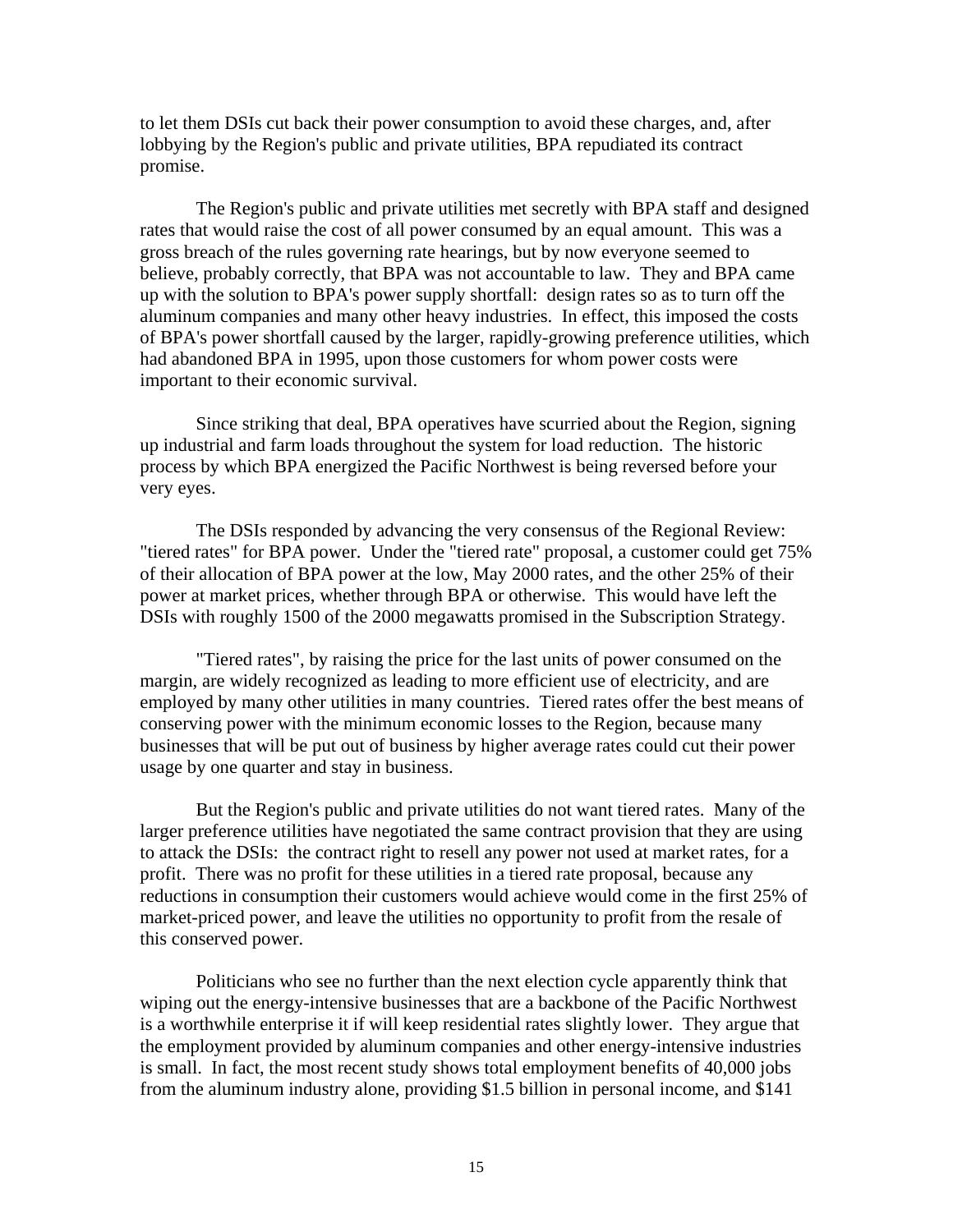to let them DSIs cut back their power consumption to avoid these charges, and, after lobbying by the Region's public and private utilities, BPA repudiated its contract promise.

The Region's public and private utilities met secretly with BPA staff and designed rates that would raise the cost of all power consumed by an equal amount. This was a gross breach of the rules governing rate hearings, but by now everyone seemed to believe, probably correctly, that BPA was not accountable to law. They and BPA came up with the solution to BPA's power supply shortfall: design rates so as to turn off the aluminum companies and many other heavy industries. In effect, this imposed the costs of BPA's power shortfall caused by the larger, rapidly-growing preference utilities, which had abandoned BPA in 1995, upon those customers for whom power costs were important to their economic survival.

Since striking that deal, BPA operatives have scurried about the Region, signing up industrial and farm loads throughout the system for load reduction. The historic process by which BPA energized the Pacific Northwest is being reversed before your very eyes.

The DSIs responded by advancing the very consensus of the Regional Review: "tiered rates" for BPA power. Under the "tiered rate" proposal, a customer could get 75% of their allocation of BPA power at the low, May 2000 rates, and the other 25% of their power at market prices, whether through BPA or otherwise. This would have left the DSIs with roughly 1500 of the 2000 megawatts promised in the Subscription Strategy.

"Tiered rates", by raising the price for the last units of power consumed on the margin, are widely recognized as leading to more efficient use of electricity, and are employed by many other utilities in many countries. Tiered rates offer the best means of conserving power with the minimum economic losses to the Region, because many businesses that will be put out of business by higher average rates could cut their power usage by one quarter and stay in business.

But the Region's public and private utilities do not want tiered rates. Many of the larger preference utilities have negotiated the same contract provision that they are using to attack the DSIs: the contract right to resell any power not used at market rates, for a profit. There was no profit for these utilities in a tiered rate proposal, because any reductions in consumption their customers would achieve would come in the first 25% of market-priced power, and leave the utilities no opportunity to profit from the resale of this conserved power.

Politicians who see no further than the next election cycle apparently think that wiping out the energy-intensive businesses that are a backbone of the Pacific Northwest is a worthwhile enterprise it if will keep residential rates slightly lower. They argue that the employment provided by aluminum companies and other energy-intensive industries is small. In fact, the most recent study shows total employment benefits of 40,000 jobs from the aluminum industry alone, providing $1.5 billion in personal income, and $141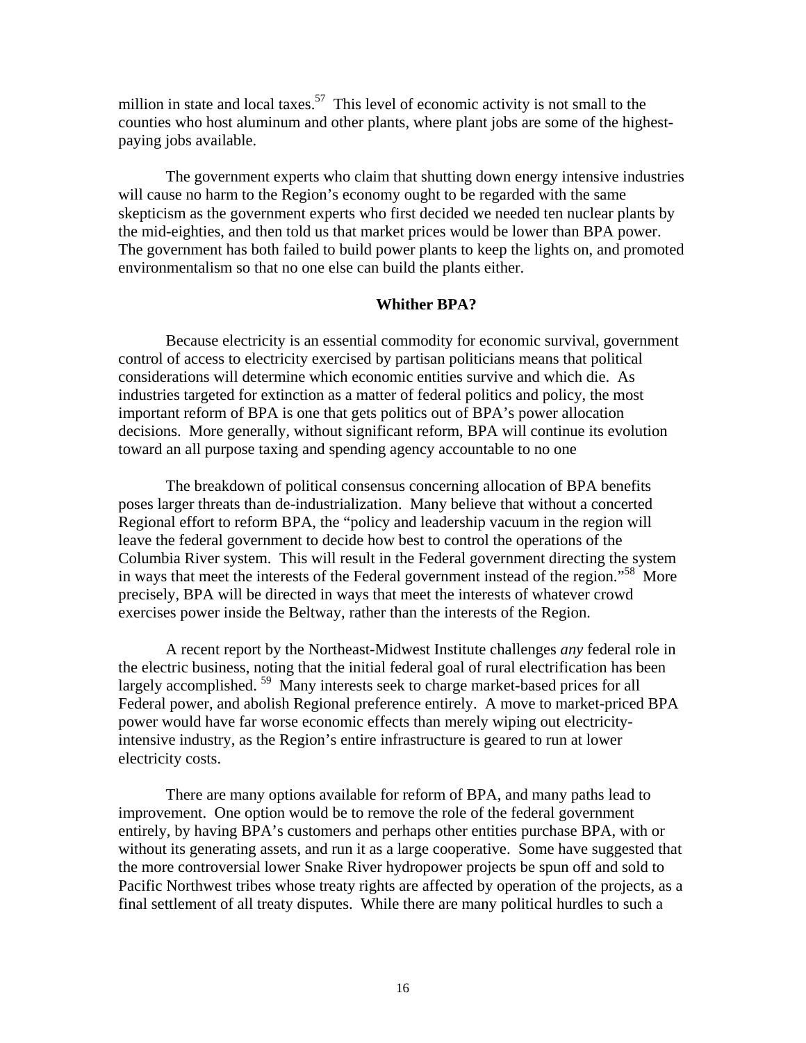million in state and local taxes.[57] This level of economic activity is not small to the counties who host aluminum and other plants, where plant jobs are some of the highest-paying jobs available.

The government experts who claim that shutting down energy intensive industries will cause no harm to the Region's economy ought to be regarded with the same skepticism as the government experts who first decided we needed ten nuclear plants by the mid-eighties, and then told us that market prices would be lower than BPA power. The government has both failed to build power plants to keep the lights on, and promoted environmentalism so that no one else can build the plants either.

**Whither BPA?**

Because electricity is an essential commodity for economic survival, government control of access to electricity exercised by partisan politicians means that political considerations will determine which economic entities survive and which die. As industries targeted for extinction as a matter of federal politics and policy, the most important reform of BPA is one that gets politics out of BPA's power allocation decisions. More generally, without significant reform, BPA will continue its evolution toward an all purpose taxing and spending agency accountable to no one

The breakdown of political consensus concerning allocation of BPA benefits poses larger threats than de-industrialization. Many believe that without a concerted Regional effort to reform BPA, the "policy and leadership vacuum in the region will leave the federal government to decide how best to control the operations of the Columbia River system. This will result in the Federal government directing the system in ways that meet the interests of the Federal government instead of the region."[58] More precisely, BPA will be directed in ways that meet the interests of whatever crowd exercises power inside the Beltway, rather than the interests of the Region.

A recent report by the Northeast-Midwest Institute challenges *any* federal role in the electric business, noting that the initial federal goal of rural electrification has been largely accomplished.[59] Many interests seek to charge market-based prices for all Federal power, and abolish Regional preference entirely. A move to market-priced BPA power would have far worse economic effects than merely wiping out electricity-intensive industry, as the Region's entire infrastructure is geared to run at lower electricity costs.

There are many options available for reform of BPA, and many paths lead to improvement. One option would be to remove the role of the federal government entirely, by having BPA's customers and perhaps other entities purchase BPA, with or without its generating assets, and run it as a large cooperative. Some have suggested that the more controversial lower Snake River hydropower projects be spun off and sold to Pacific Northwest tribes whose treaty rights are affected by operation of the projects, as a final settlement of all treaty disputes. While there are many political hurdles to such a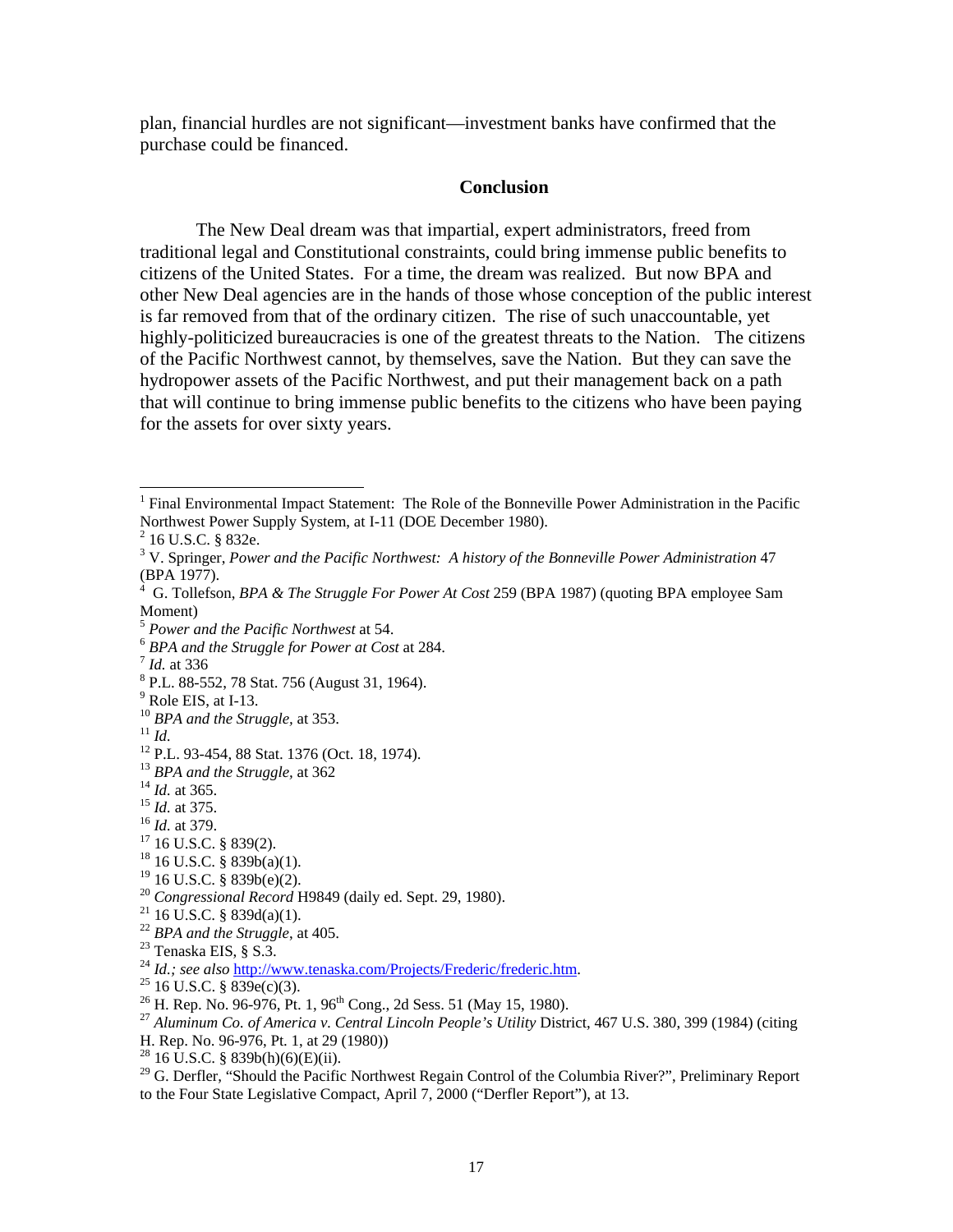plan, financial hurdles are not significant—investment banks have confirmed that the purchase could be financed.

## Conclusion

The New Deal dream was that impartial, expert administrators, freed from traditional legal and Constitutional constraints, could bring immense public benefits to citizens of the United States. For a time, the dream was realized. But now BPA and other New Deal agencies are in the hands of those whose conception of the public interest is far removed from that of the ordinary citizen. The rise of such unaccountable, yet highly-politicized bureaucracies is one of the greatest threats to the Nation. The citizens of the Pacific Northwest cannot, by themselves, save the Nation. But they can save the hydropower assets of the Pacific Northwest, and put their management back on a path that will continue to bring immense public benefits to the citizens who have been paying for the assets for over sixty years.

---

[1] Final Environmental Impact Statement: The Role of the Bonneville Power Administration in the Pacific Northwest Power Supply System, at I-11 (DOE December 1980).
[2] 16 U.S.C. § 832e.
[3] V. Springer, *Power and the Pacific Northwest: A history of the Bonneville Power Administration* 47 (BPA 1977).
[4] G. Tollefson, *BPA & The Struggle For Power At Cost* 259 (BPA 1987) (quoting BPA employee Sam Moment)
[5] *Power and the Pacific Northwest* at 54.
[6] *BPA and the Struggle for Power at Cost* at 284.
[7] *Id.* at 336
[8] P.L. 88-552, 78 Stat. 756 (August 31, 1964).
[9] Role EIS, at I-13.
[10] *BPA and the Struggle*, at 353.
[11] *Id.*
[12] P.L. 93-454, 88 Stat. 1376 (Oct. 18, 1974).
[13] *BPA and the Struggle*, at 362
[14] *Id.* at 365.
[15] *Id.* at 375.
[16] *Id.* at 379.
[17] 16 U.S.C. § 839(2).
[18] 16 U.S.C. § 839b(a)(1).
[19] 16 U.S.C. § 839b(e)(2).
[20] *Congressional Record* H9849 (daily ed. Sept. 29, 1980).
[21] 16 U.S.C. § 839d(a)(1).
[22] *BPA and the Struggle*, at 405.
[23] Tenaska EIS, § S.3.
[24] *Id.; see also* http://www.tenaska.com/Projects/Frederic/frederic.htm.
[25] 16 U.S.C. § 839e(c)(3).
[26] H. Rep. No. 96-976, Pt. 1, 96th Cong., 2d Sess. 51 (May 15, 1980).
[27] *Aluminum Co. of America v. Central Lincoln People's Utility* District, 467 U.S. 380, 399 (1984) (citing H. Rep. No. 96-976, Pt. 1, at 29 (1980))
[28] 16 U.S.C. § 839b(h)(6)(E)(ii).
[29] G. Derfler, "Should the Pacific Northwest Regain Control of the Columbia River?", Preliminary Report to the Four State Legislative Compact, April 7, 2000 ("Derfler Report"), at 13.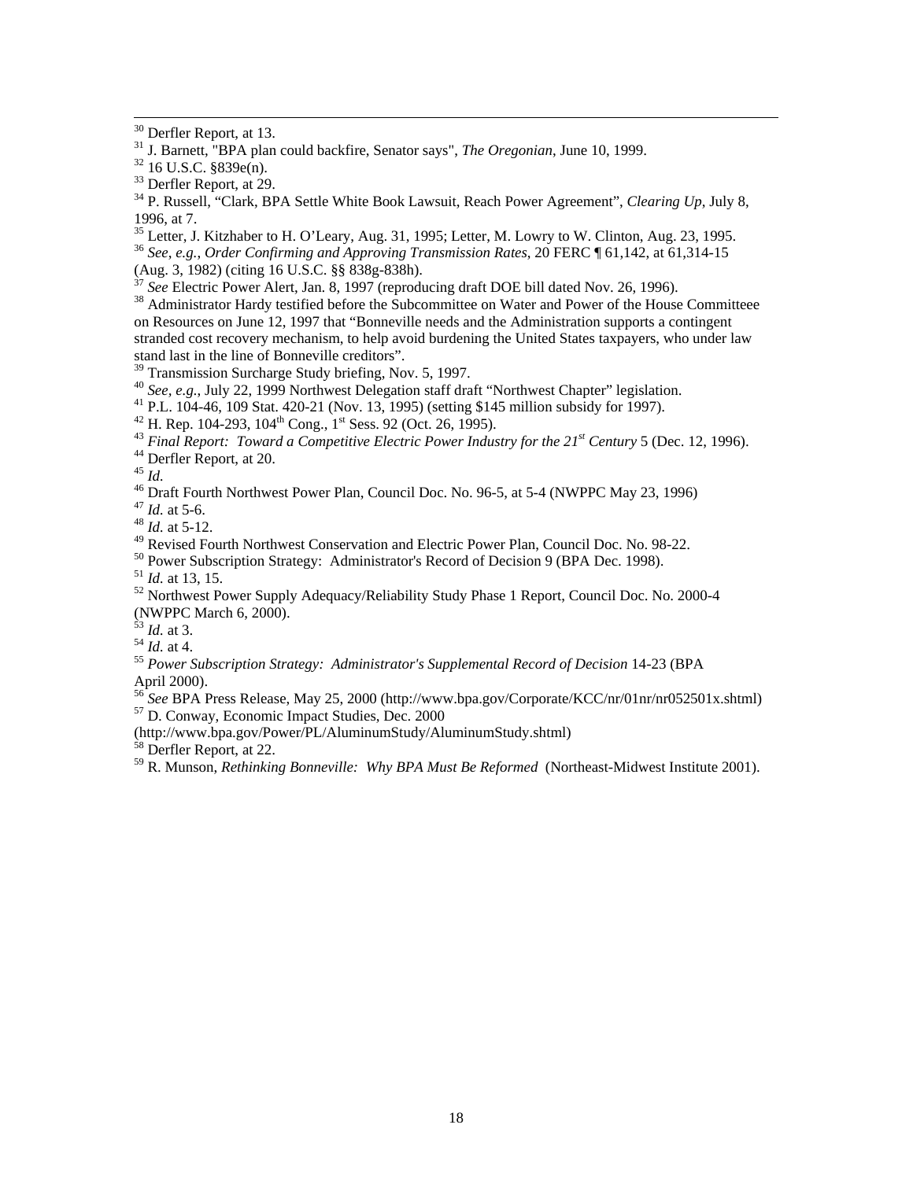[30] Derfler Report, at 13.

[31] J. Barnett, "BPA plan could backfire, Senator says", *The Oregonian*, June 10, 1999.

[32] 16 U.S.C. §839e(n).

[33] Derfler Report, at 29.

[34] P. Russell, "Clark, BPA Settle White Book Lawsuit, Reach Power Agreement", *Clearing Up*, July 8, 1996, at 7.

[35] Letter, J. Kitzhaber to H. O'Leary, Aug. 31, 1995; Letter, M. Lowry to W. Clinton, Aug. 23, 1995.

[36] *See, e.g., Order Confirming and Approving Transmission Rates*, 20 FERC ¶ 61,142, at 61,314-15 (Aug. 3, 1982) (citing 16 U.S.C. §§ 838g-838h).

[37] *See* Electric Power Alert, Jan. 8, 1997 (reproducing draft DOE bill dated Nov. 26, 1996).

[38] Administrator Hardy testified before the Subcommittee on Water and Power of the House Committeee on Resources on June 12, 1997 that "Bonneville needs and the Administration supports a contingent stranded cost recovery mechanism, to help avoid burdening the United States taxpayers, who under law stand last in the line of Bonneville creditors".

[39] Transmission Surcharge Study briefing, Nov. 5, 1997.

[40] *See, e.g.*, July 22, 1999 Northwest Delegation staff draft "Northwest Chapter" legislation.

[41] P.L. 104-46, 109 Stat. 420-21 (Nov. 13, 1995) (setting $145 million subsidy for 1997).

[42] H. Rep. 104-293, 104th Cong., 1st Sess. 92 (Oct. 26, 1995).

[43] *Final Report: Toward a Competitive Electric Power Industry for the 21st Century* 5 (Dec. 12, 1996).

[44] Derfler Report, at 20.

[45] *Id.*

[46] Draft Fourth Northwest Power Plan, Council Doc. No. 96-5, at 5-4 (NWPPC May 23, 1996)

[47] *Id.* at 5-6.

[48] *Id.* at 5-12.

[49] Revised Fourth Northwest Conservation and Electric Power Plan, Council Doc. No. 98-22.

[50] Power Subscription Strategy: Administrator's Record of Decision 9 (BPA Dec. 1998).

[51] *Id.* at 13, 15.

[52] Northwest Power Supply Adequacy/Reliability Study Phase 1 Report, Council Doc. No. 2000-4 (NWPPC March 6, 2000).

[53] *Id.* at 3.

[54] *Id.* at 4.

[55] *Power Subscription Strategy: Administrator's Supplemental Record of Decision* 14-23 (BPA April 2000).

[56] *See* BPA Press Release, May 25, 2000 (http://www.bpa.gov/Corporate/KCC/nr/01nr/nr052501x.shtml)

[57] D. Conway, Economic Impact Studies, Dec. 2000 (http://www.bpa.gov/Power/PL/AluminumStudy/AluminumStudy.shtml)

[58] Derfler Report, at 22.

[59] R. Munson, *Rethinking Bonneville: Why BPA Must Be Reformed* (Northeast-Midwest Institute 2001).